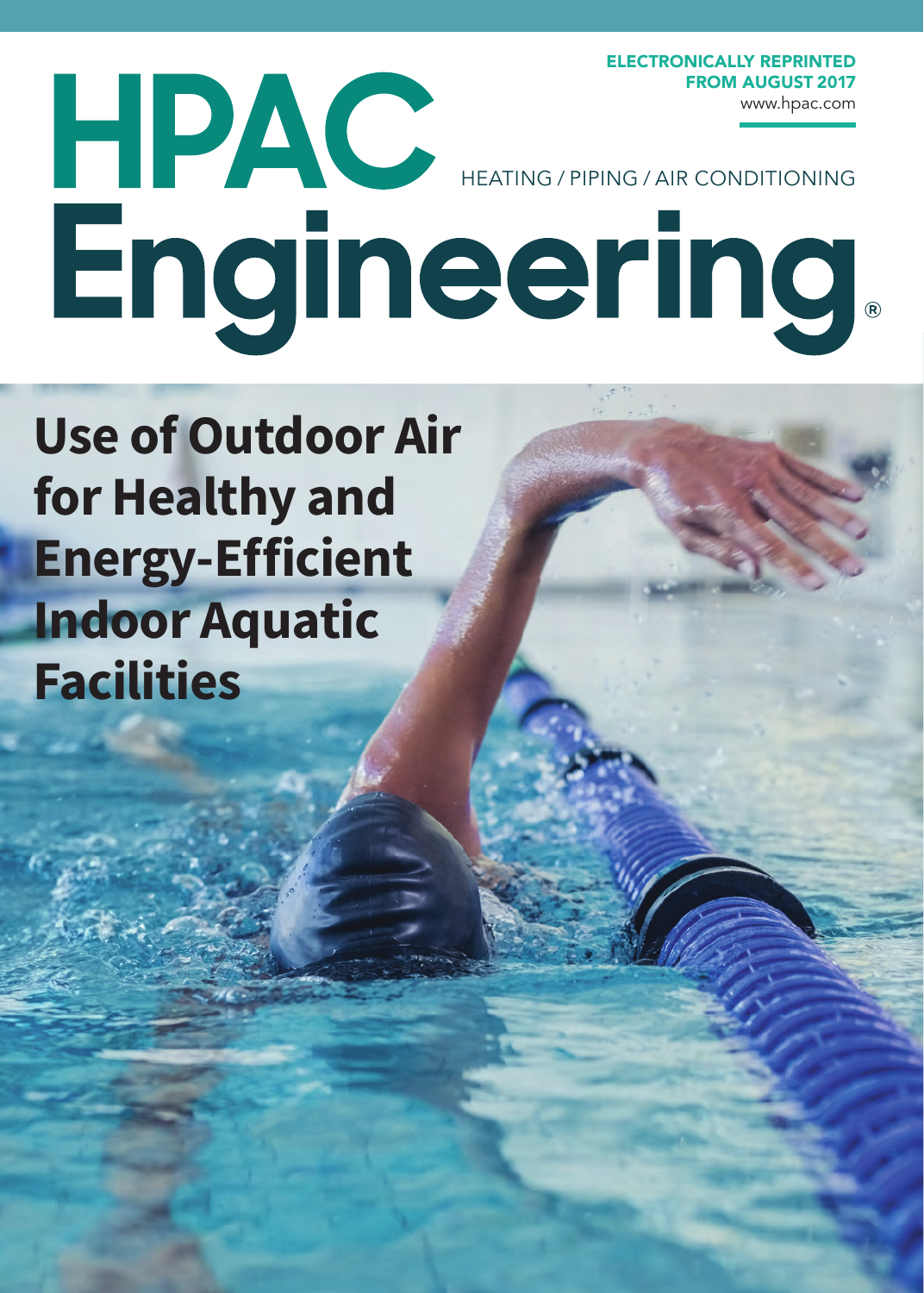ELECTRONICALLY REPRINTED FROM AUGUST 2017
www.hpac.com

# HPAC Engineering

HEATING / PIPING / AIR CONDITIONING

# Use of Outdoor Air for Healthy and Energy-Efficient Indoor Aquatic Facilities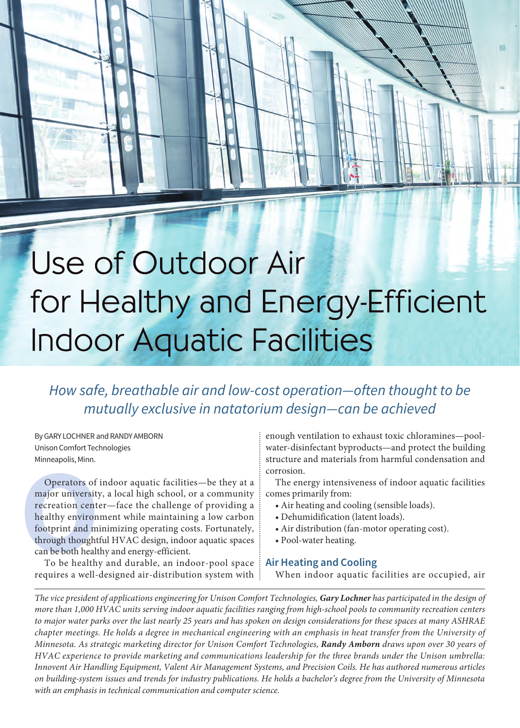# Use of Outdoor Air for Healthy and Energy-Efficient Indoor Aquatic Facilities

*How safe, breathable air and low-cost operation—often thought to be mutually exclusive in natatorium design—can be achieved*

By GARY LOCHNER and RANDY AMBORN
Unison Comfort Technologies
Minneapolis, Minn.

Operators of indoor aquatic facilities—be they at a major university, a local high school, or a community recreation center—face the challenge of providing a healthy environment while maintaining a low carbon footprint and minimizing operating costs. Fortunately, through thoughtful HVAC design, indoor aquatic spaces can be both healthy and energy-efficient.

To be healthy and durable, an indoor-pool space requires a well-designed air-distribution system with enough ventilation to exhaust toxic chloramines—pool-water-disinfectant byproducts—and protect the building structure and materials from harmful condensation and corrosion.

The energy intensiveness of indoor aquatic facilities comes primarily from:

- Air heating and cooling (sensible loads).
- Dehumidification (latent loads).
- Air distribution (fan-motor operating cost).
- Pool-water heating.

## Air Heating and Cooling

When indoor aquatic facilities are occupied, air

*The vice president of applications engineering for Unison Comfort Technologies, **Gary Lochner** has participated in the design of more than 1,000 HVAC units serving indoor aquatic facilities ranging from high-school pools to community recreation centers to major water parks over the last nearly 25 years and has spoken on design considerations for these spaces at many ASHRAE chapter meetings. He holds a degree in mechanical engineering with an emphasis in heat transfer from the University of Minnesota. As strategic marketing director for Unison Comfort Technologies, **Randy Amborn** draws upon over 30 years of HVAC experience to provide marketing and communications leadership for the three brands under the Unison umbrella: Innovent Air Handling Equipment, Valent Air Management Systems, and Precision Coils. He has authored numerous articles on building-system issues and trends for industry publications. He holds a bachelor's degree from the University of Minnesota with an emphasis in technical communication and computer science.*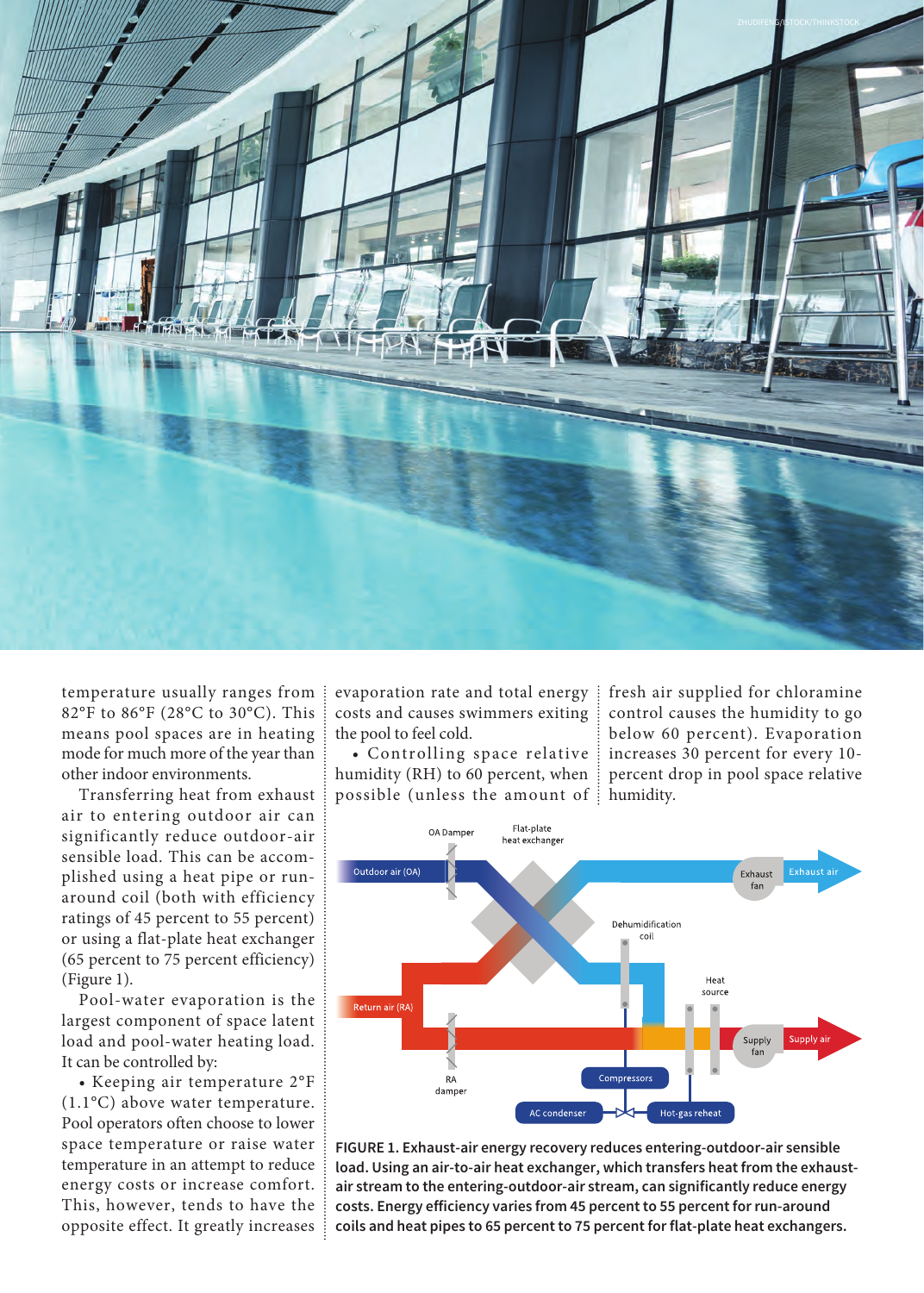temperature usually ranges from 82°F to 86°F (28°C to 30°C). This means pool spaces are in heating mode for much more of the year than other indoor environments.

Transferring heat from exhaust air to entering outdoor air can significantly reduce outdoor-air sensible load. This can be accomplished using a heat pipe or run-around coil (both with efficiency ratings of 45 percent to 55 percent) or using a flat-plate heat exchanger (65 percent to 75 percent efficiency) (Figure 1).

Pool-water evaporation is the largest component of space latent load and pool-water heating load. It can be controlled by:

- Keeping air temperature 2°F (1.1°C) above water temperature. Pool operators often choose to lower space temperature or raise water temperature in an attempt to reduce energy costs or increase comfort. This, however, tends to have the opposite effect. It greatly increases evaporation rate and total energy costs and causes swimmers exiting the pool to feel cold.
- Controlling space relative humidity (RH) to 60 percent, when possible (unless the amount of fresh air supplied for chloramine control causes the humidity to go below 60 percent). Evaporation increases 30 percent for every 10-percent drop in pool space relative humidity.

**FIGURE 1. Exhaust-air energy recovery reduces entering-outdoor-air sensible load. Using an air-to-air heat exchanger, which transfers heat from the exhaust-air stream to the entering-outdoor-air stream, can significantly reduce energy costs. Energy efficiency varies from 45 percent to 55 percent for run-around coils and heat pipes to 65 percent to 75 percent for flat-plate heat exchangers.**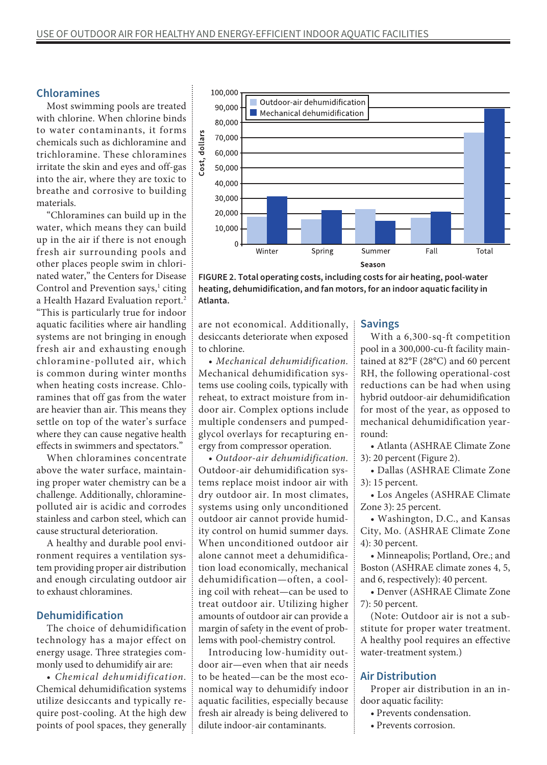## Chloramines

Most swimming pools are treated with chlorine. When chlorine binds to water contaminants, it forms chemicals such as dichloramine and trichloramine. These chloramines irritate the skin and eyes and off-gas into the air, where they are toxic to breathe and corrosive to building materials.

"Chloramines can build up in the water, which means they can build up in the air if there is not enough fresh air surrounding pools and other places people swim in chlorinated water," the Centers for Disease Control and Prevention says,[1] citing a Health Hazard Evaluation report.[2] "This is particularly true for indoor aquatic facilities where air handling systems are not bringing in enough fresh air and exhausting enough chloramine-polluted air, which is common during winter months when heating costs increase. Chloramines that off gas from the water are heavier than air. This means they settle on top of the water's surface where they can cause negative health effects in swimmers and spectators."

When chloramines concentrate above the water surface, maintaining proper water chemistry can be a challenge. Additionally, chloramine-polluted air is acidic and corrodes stainless and carbon steel, which can cause structural deterioration.

A healthy and durable pool environment requires a ventilation system providing proper air distribution and enough circulating outdoor air to exhaust chloramines.

## Dehumidification

The choice of dehumidification technology has a major effect on energy usage. Three strategies commonly used to dehumidify air are:

- *Chemical dehumidification.* Chemical dehumidification systems utilize desiccants and typically require post-cooling. At the high dew points of pool spaces, they generally are not economical. Additionally, desiccants deteriorate when exposed to chlorine.
- *Mechanical dehumidification.* Mechanical dehumidification systems use cooling coils, typically with reheat, to extract moisture from indoor air. Complex options include multiple condensers and pumped-glycol overlays for recapturing energy from compressor operation.
- *Outdoor-air dehumidification.* Outdoor-air dehumidification systems replace moist indoor air with dry outdoor air. In most climates, systems using only unconditioned outdoor air cannot provide humidity control on humid summer days. When unconditioned outdoor air alone cannot meet a dehumidification load economically, mechanical dehumidification—often, a cooling coil with reheat—can be used to treat outdoor air. Utilizing higher amounts of outdoor air can provide a margin of safety in the event of problems with pool-chemistry control.

Introducing low-humidity outdoor air—even when that air needs to be heated—can be the most economical way to dehumidify indoor aquatic facilities, especially because fresh air already is being delivered to dilute indoor-air contaminants.

FIGURE 2. Total operating costs, including costs for air heating, pool-water heating, dehumidification, and fan motors, for an indoor aquatic facility in Atlanta.

## Savings

With a 6,300-sq-ft competition pool in a 300,000-cu-ft facility maintained at 82°F (28°C) and 60 percent RH, the following operational-cost reductions can be had when using hybrid outdoor-air dehumidification for most of the year, as opposed to mechanical dehumidification year-round:

- Atlanta (ASHRAE Climate Zone 3): 20 percent (Figure 2).
- Dallas (ASHRAE Climate Zone 3): 15 percent.
- Los Angeles (ASHRAE Climate Zone 3): 25 percent.
- Washington, D.C., and Kansas City, Mo. (ASHRAE Climate Zone 4): 30 percent.
- Minneapolis; Portland, Ore.; and Boston (ASHRAE climate zones 4, 5, and 6, respectively): 40 percent.
- Denver (ASHRAE Climate Zone 7): 50 percent.

(Note: Outdoor air is not a substitute for proper water treatment. A healthy pool requires an effective water-treatment system.)

## Air Distribution

Proper air distribution in an indoor aquatic facility:

- Prevents condensation.
- Prevents corrosion.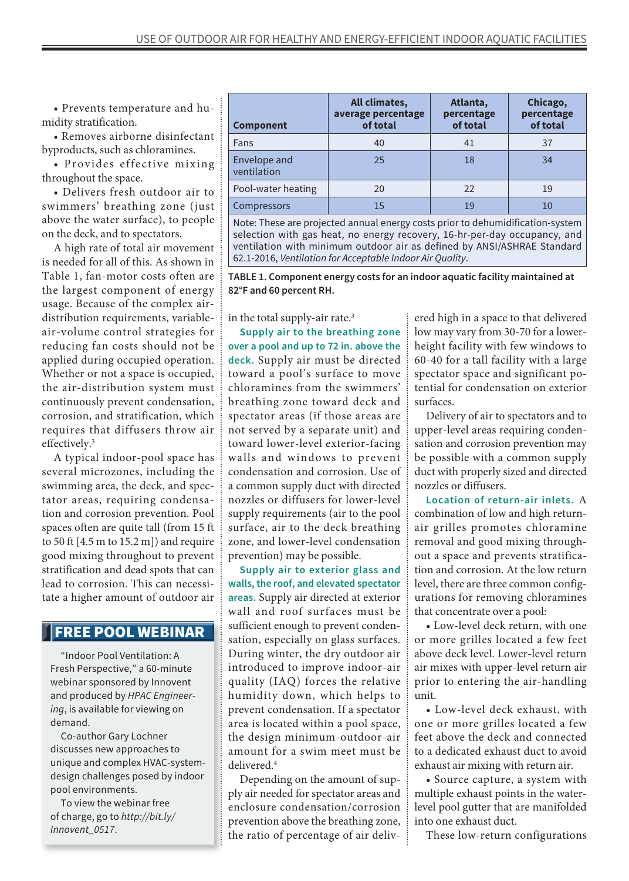• Prevents temperature and humidity stratification.

• Removes airborne disinfectant byproducts, such as chloramines.

• Provides effective mixing throughout the space.

• Delivers fresh outdoor air to swimmers' breathing zone (just above the water surface), to people on the deck, and to spectators.

A high rate of total air movement is needed for all of this. As shown in Table 1, fan-motor costs often are the largest component of energy usage. Because of the complex air-distribution requirements, variable-air-volume control strategies for reducing fan costs should not be applied during occupied operation. Whether or not a space is occupied, the air-distribution system must continuously prevent condensation, corrosion, and stratification, which requires that diffusers throw air effectively.[3]

A typical indoor-pool space has several microzones, including the swimming area, the deck, and spectator areas, requiring condensation and corrosion prevention. Pool spaces often are quite tall (from 15 ft to 50 ft [4.5 m to 15.2 m]) and require good mixing throughout to prevent stratification and dead spots that can lead to corrosion. This can necessitate a higher amount of outdoor air in the total supply-air rate.[3]

| Component | All climates, average percentage of total | Atlanta, percentage of total | Chicago, percentage of total |
|---|---|---|---|
| Fans | 40 | 41 | 37 |
| Envelope and ventilation | 25 | 18 | 34 |
| Pool-water heating | 20 | 22 | 19 |
| Compressors | 15 | 19 | 10 |

Note: These are projected annual energy costs prior to dehumidification-system selection with gas heat, no energy recovery, 16-hr-per-day occupancy, and ventilation with minimum outdoor air as defined by ANSI/ASHRAE Standard 62.1-2016, *Ventilation for Acceptable Indoor Air Quality*.

**TABLE 1. Component energy costs for an indoor aquatic facility maintained at 82°F and 60 percent RH.**

**Supply air to the breathing zone over a pool and up to 72 in. above the deck.** Supply air must be directed toward a pool's surface to move chloramines from the swimmers' breathing zone toward deck and spectator areas (if those areas are not served by a separate unit) and toward lower-level exterior-facing walls and windows to prevent condensation and corrosion. Use of a common supply duct with directed nozzles or diffusers for lower-level supply requirements (air to the pool surface, air to the deck breathing zone, and lower-level condensation prevention) may be possible.

**Supply air to exterior glass and walls, the roof, and elevated spectator areas.** Supply air directed at exterior wall and roof surfaces must be sufficient enough to prevent condensation, especially on glass surfaces. During winter, the dry outdoor air introduced to improve indoor-air quality (IAQ) forces the relative humidity down, which helps to prevent condensation. If a spectator area is located within a pool space, the design minimum-outdoor-air amount for a swim meet must be delivered.[4]

Depending on the amount of supply air needed for spectator areas and enclosure condensation/corrosion prevention above the breathing zone, the ratio of percentage of air delivered high in a space to that delivered low may vary from 30-70 for a lower-height facility with few windows to 60-40 for a tall facility with a large spectator space and significant potential for condensation on exterior surfaces.

Delivery of air to spectators and to upper-level areas requiring condensation and corrosion prevention may be possible with a common supply duct with properly sized and directed nozzles or diffusers.

**Location of return-air inlets.** A combination of low and high return-air grilles promotes chloramine removal and good mixing throughout a space and prevents stratification and corrosion. At the low return level, there are three common configurations for removing chloramines that concentrate over a pool:

• Low-level deck return, with one or more grilles located a few feet above deck level. Lower-level return air mixes with upper-level return air prior to entering the air-handling unit.

• Low-level deck exhaust, with one or more grilles located a few feet above the deck and connected to a dedicated exhaust duct to avoid exhaust air mixing with return air.

• Source capture, a system with multiple exhaust points in the water-level pool gutter that are manifolded into one exhaust duct.

These low-return configurations

## FREE POOL WEBINAR

"Indoor Pool Ventilation: A Fresh Perspective," a 60-minute webinar sponsored by Innovent and produced by *HPAC Engineering*, is available for viewing on demand.

Co-author Gary Lochner discusses new approaches to unique and complex HVAC-system-design challenges posed by indoor pool environments.

To view the webinar free of charge, go to *http://bit.ly/Innovent_0517*.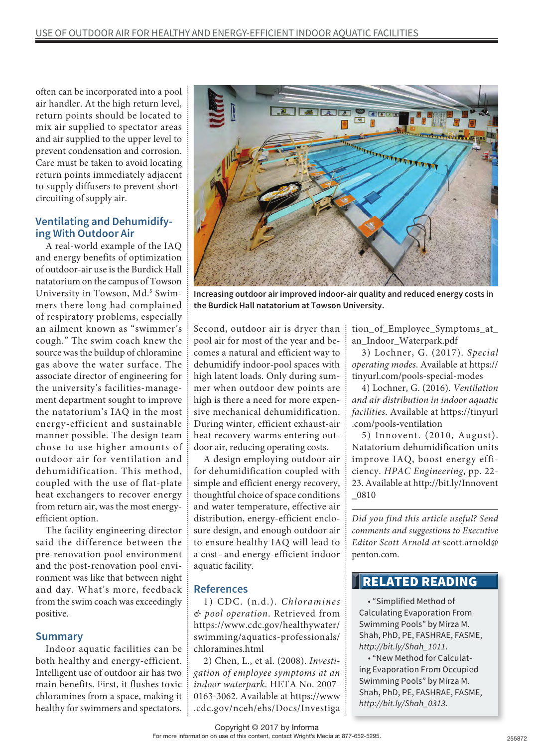often can be incorporated into a pool air handler. At the high return level, return points should be located to mix air supplied to spectator areas and air supplied to the upper level to prevent condensation and corrosion. Care must be taken to avoid locating return points immediately adjacent to supply diffusers to prevent short-circuiting of supply air.

## Ventilating and Dehumidifying With Outdoor Air

A real-world example of the IAQ and energy benefits of optimization of outdoor-air use is the Burdick Hall natatorium on the campus of Towson University in Towson, Md.[5] Swimmers there long had complained of respiratory problems, especially an ailment known as "swimmer's cough." The swim coach knew the source was the buildup of chloramine gas above the water surface. The associate director of engineering for the university's facilities-management department sought to improve the natatorium's IAQ in the most energy-efficient and sustainable manner possible. The design team chose to use higher amounts of outdoor air for ventilation and dehumidification. This method, coupled with the use of flat-plate heat exchangers to recover energy from return air, was the most energy-efficient option.

The facility engineering director said the difference between the pre-renovation pool environment and the post-renovation pool environment was like that between night and day. What's more, feedback from the swim coach was exceedingly positive.

Increasing outdoor air improved indoor-air quality and reduced energy costs in the Burdick Hall natatorium at Towson University.

## Summary

Indoor aquatic facilities can be both healthy and energy-efficient. Intelligent use of outdoor air has two main benefits. First, it flushes toxic chloramines from a space, making it healthy for swimmers and spectators. Second, outdoor air is dryer than pool air for most of the year and becomes a natural and efficient way to dehumidify indoor-pool spaces with high latent loads. Only during summer when outdoor dew points are high is there a need for more expensive mechanical dehumidification. During winter, efficient exhaust-air heat recovery warms entering outdoor air, reducing operating costs.

A design employing outdoor air for dehumidification coupled with simple and efficient energy recovery, thoughtful choice of space conditions and water temperature, effective air distribution, energy-efficient enclosure design, and enough outdoor air to ensure healthy IAQ will lead to a cost- and energy-efficient indoor aquatic facility.

## References

1) CDC. (n.d.). *Chloramines & pool operation*. Retrieved from https://www.cdc.gov/healthywater/swimming/aquatics-professionals/chloramines.html

2) Chen, L., et al. (2008). *Investigation of employee symptoms at an indoor waterpark*. HETA No. 2007-0163-3062. Available at https://www.cdc.gov/nceh/ehs/Docs/Investigation_of_Employee_Symptoms_at_an_Indoor_Waterpark.pdf

3) Lochner, G. (2017). *Special operating modes*. Available at https://tinyurl.com/pools-special-modes

4) Lochner, G. (2016). *Ventilation and air distribution in indoor aquatic facilities*. Available at https://tinyurl.com/pools-ventilation

5) Innovent. (2010, August). Natatorium dehumidification units improve IAQ, boost energy efficiency. *HPAC Engineering*, pp. 22-23. Available at http://bit.ly/Innovent_0810

*Did you find this article useful? Send comments and suggestions to Executive Editor Scott Arnold at* scott.arnold@penton.com.

## RELATED READING

- "Simplified Method of Calculating Evaporation From Swimming Pools" by Mirza M. Shah, PhD, PE, FASHRAE, FASME, *http://bit.ly/Shah_1011*.
- "New Method for Calculating Evaporation From Occupied Swimming Pools" by Mirza M. Shah, PhD, PE, FASHRAE, FASME, *http://bit.ly/Shah_0313*.

Copyright © 2017 by Informa

For more information on use of this content, contact Wright's Media at 877-652-5295.